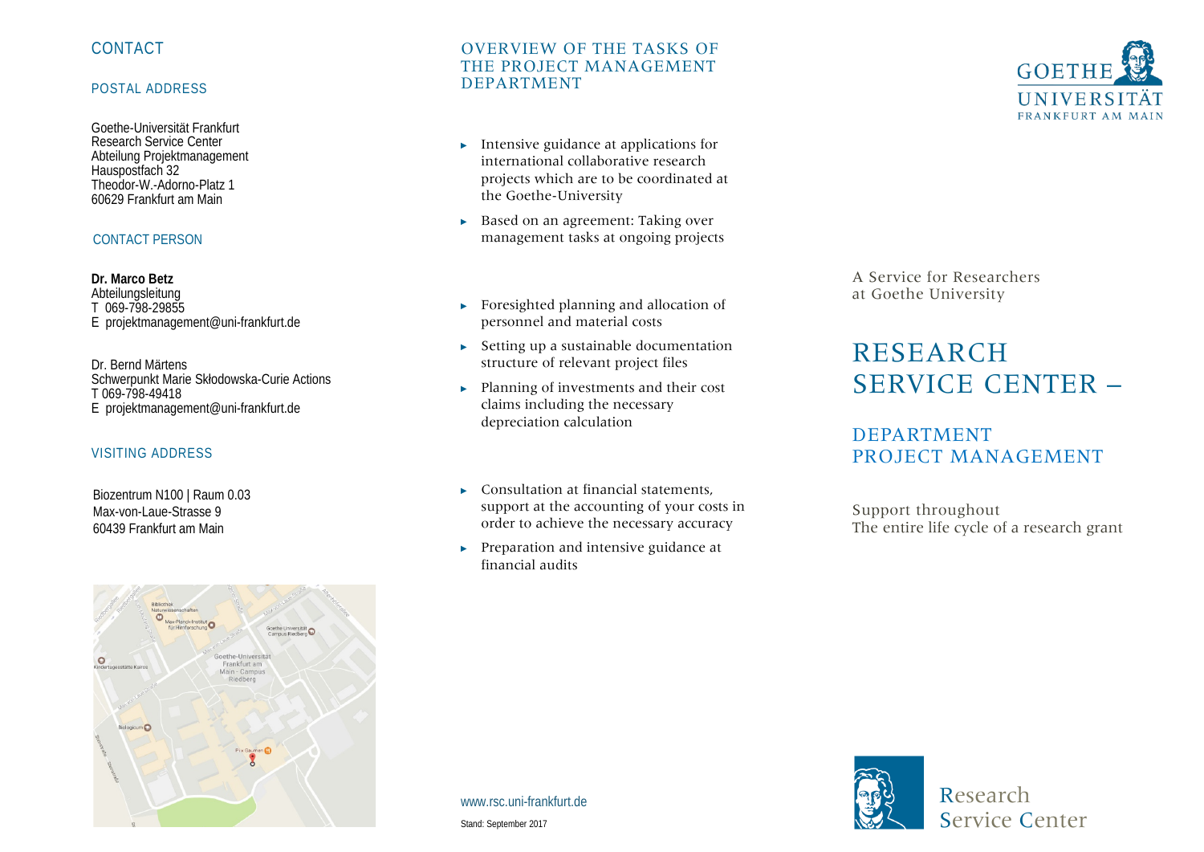## CONTACT

### POSTAL ADDRESS

Goethe-Universität Frankfurt
Research Service Center
Abteilung Projektmanagement
Hauspostfach 32
Theodor-W.-Adorno-Platz 1
60629 Frankfurt am Main

### CONTACT PERSON

**Dr. Marco Betz**
Abteilungsleitung
T 069-798-29855
E projektmanagement@uni-frankfurt.de

Dr. Bernd Märtens
Schwerpunkt Marie Skłodowska-Curie Actions
T 069-798-49418
E projektmanagement@uni-frankfurt.de

### VISITING ADDRESS

Biozentrum N100 | Raum 0.03
Max-von-Laue-Strasse 9
60439 Frankfurt am Main

## OVERVIEW OF THE TASKS OF THE PROJECT MANAGEMENT DEPARTMENT

- Intensive guidance at applications for international collaborative research projects which are to be coordinated at the Goethe-University
- Based on an agreement: Taking over management tasks at ongoing projects

- Foresighted planning and allocation of personnel and material costs
- Setting up a sustainable documentation structure of relevant project files
- Planning of investments and their cost claims including the necessary depreciation calculation

- Consultation at financial statements, support at the accounting of your costs in order to achieve the necessary accuracy
- Preparation and intensive guidance at financial audits

www.rsc.uni-frankfurt.de

Stand: September 2017

GOETHE UNIVERSITÄT FRANKFURT AM MAIN

A Service for Researchers at Goethe University

# RESEARCH SERVICE CENTER –

## DEPARTMENT PROJECT MANAGEMENT

Support throughout
The entire life cycle of a research grant

Research Service Center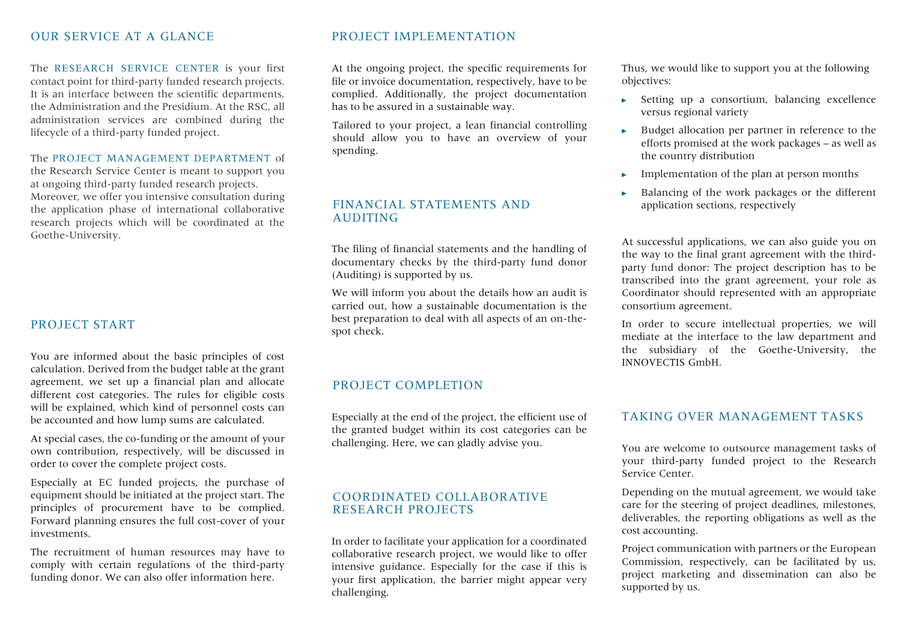## OUR SERVICE AT A GLANCE

The RESEARCH SERVICE CENTER is your first contact point for third-party funded research projects. It is an interface between the scientific departments, the Administration and the Presidium. At the RSC, all administration services are combined during the lifecycle of a third-party funded project.

The PROJECT MANAGEMENT DEPARTMENT of the Research Service Center is meant to support you at ongoing third-party funded research projects.
Moreover, we offer you intensive consultation during the application phase of international collaborative research projects which will be coordinated at the Goethe-University.

## PROJECT START

You are informed about the basic principles of cost calculation. Derived from the budget table at the grant agreement, we set up a financial plan and allocate different cost categories. The rules for eligible costs will be explained, which kind of personnel costs can be accounted and how lump sums are calculated.

At special cases, the co-funding or the amount of your own contribution, respectively, will be discussed in order to cover the complete project costs.

Especially at EC funded projects, the purchase of equipment should be initiated at the project start. The principles of procurement have to be complied. Forward planning ensures the full cost-cover of your investments.

The recruitment of human resources may have to comply with certain regulations of the third-party funding donor. We can also offer information here.

## PROJECT IMPLEMENTATION

At the ongoing project, the specific requirements for file or invoice documentation, respectively, have to be complied. Additionally, the project documentation has to be assured in a sustainable way.

Tailored to your project, a lean financial controlling should allow you to have an overview of your spending.

## FINANCIAL STATEMENTS AND AUDITING

The filing of financial statements and the handling of documentary checks by the third-party fund donor (Auditing) is supported by us.

We will inform you about the details how an audit is carried out, how a sustainable documentation is the best preparation to deal with all aspects of an on-the-spot check.

## PROJECT COMPLETION

Especially at the end of the project, the efficient use of the granted budget within its cost categories can be challenging. Here, we can gladly advise you.

## COORDINATED COLLABORATIVE RESEARCH PROJECTS

In order to facilitate your application for a coordinated collaborative research project, we would like to offer intensive guidance. Especially for the case if this is your first application, the barrier might appear very challenging.

Thus, we would like to support you at the following objectives:

- Setting up a consortium, balancing excellence versus regional variety
- Budget allocation per partner in reference to the efforts promised at the work packages – as well as the country distribution
- Implementation of the plan at person months
- Balancing of the work packages or the different application sections, respectively

At successful applications, we can also guide you on the way to the final grant agreement with the third-party fund donor: The project description has to be transcribed into the grant agreement, your role as Coordinator should represented with an appropriate consortium agreement.

In order to secure intellectual properties, we will mediate at the interface to the law department and the subsidiary of the Goethe-University, the INNOVECTIS GmbH.

## TAKING OVER MANAGEMENT TASKS

You are welcome to outsource management tasks of your third-party funded project to the Research Service Center.

Depending on the mutual agreement, we would take care for the steering of project deadlines, milestones, deliverables, the reporting obligations as well as the cost accounting.

Project communication with partners or the European Commission, respectively, can be facilitated by us, project marketing and dissemination can also be supported by us.